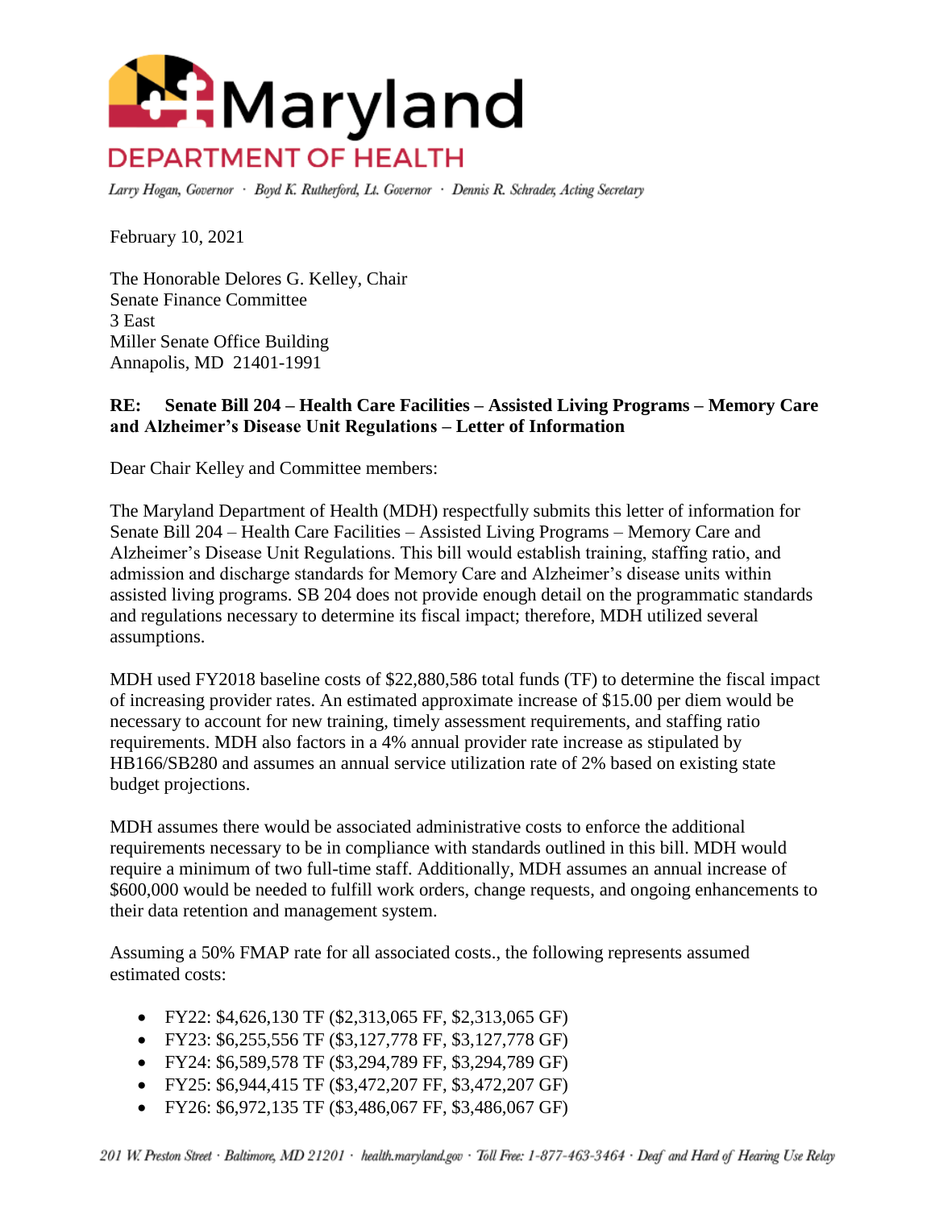# Maryland

## DEPARTMENT OF HEALTH

*Larry Hogan, Governor · Boyd K. Rutherford, Lt. Governor · Dennis R. Schrader, Acting Secretary*

February 10, 2021

The Honorable Delores G. Kelley, Chair
Senate Finance Committee
3 East
Miller Senate Office Building
Annapolis, MD 21401-1991

**RE: Senate Bill 204 – Health Care Facilities – Assisted Living Programs – Memory Care and Alzheimer's Disease Unit Regulations – Letter of Information**

Dear Chair Kelley and Committee members:

The Maryland Department of Health (MDH) respectfully submits this letter of information for Senate Bill 204 – Health Care Facilities – Assisted Living Programs – Memory Care and Alzheimer's Disease Unit Regulations. This bill would establish training, staffing ratio, and admission and discharge standards for Memory Care and Alzheimer's disease units within assisted living programs. SB 204 does not provide enough detail on the programmatic standards and regulations necessary to determine its fiscal impact; therefore, MDH utilized several assumptions.

MDH used FY2018 baseline costs of $22,880,586 total funds (TF) to determine the fiscal impact of increasing provider rates. An estimated approximate increase of $15.00 per diem would be necessary to account for new training, timely assessment requirements, and staffing ratio requirements. MDH also factors in a 4% annual provider rate increase as stipulated by HB166/SB280 and assumes an annual service utilization rate of 2% based on existing state budget projections.

MDH assumes there would be associated administrative costs to enforce the additional requirements necessary to be in compliance with standards outlined in this bill. MDH would require a minimum of two full-time staff. Additionally, MDH assumes an annual increase of $600,000 would be needed to fulfill work orders, change requests, and ongoing enhancements to their data retention and management system.

Assuming a 50% FMAP rate for all associated costs., the following represents assumed estimated costs:

- FY22: $4,626,130 TF ($2,313,065 FF, $2,313,065 GF)
- FY23: $6,255,556 TF ($3,127,778 FF, $3,127,778 GF)
- FY24: $6,589,578 TF ($3,294,789 FF, $3,294,789 GF)
- FY25: $6,944,415 TF ($3,472,207 FF, $3,472,207 GF)
- FY26: $6,972,135 TF ($3,486,067 FF, $3,486,067 GF)

*201 W. Preston Street · Baltimore, MD 21201 · health.maryland.gov · Toll Free: 1-877-463-3464 · Deaf and Hard of Hearing Use Relay*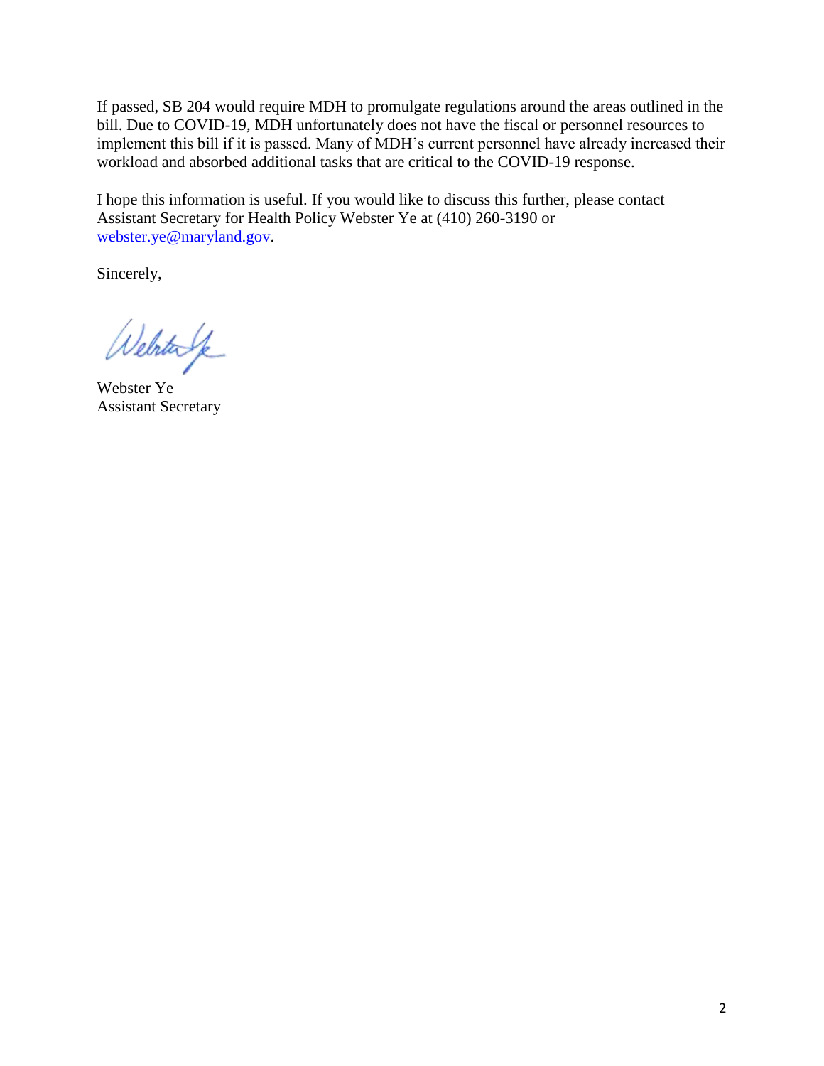If passed, SB 204 would require MDH to promulgate regulations around the areas outlined in the bill. Due to COVID-19, MDH unfortunately does not have the fiscal or personnel resources to implement this bill if it is passed. Many of MDH's current personnel have already increased their workload and absorbed additional tasks that are critical to the COVID-19 response.

I hope this information is useful. If you would like to discuss this further, please contact Assistant Secretary for Health Policy Webster Ye at (410) 260-3190 or webster.ye@maryland.gov.

Sincerely,

Webster Ye
Assistant Secretary